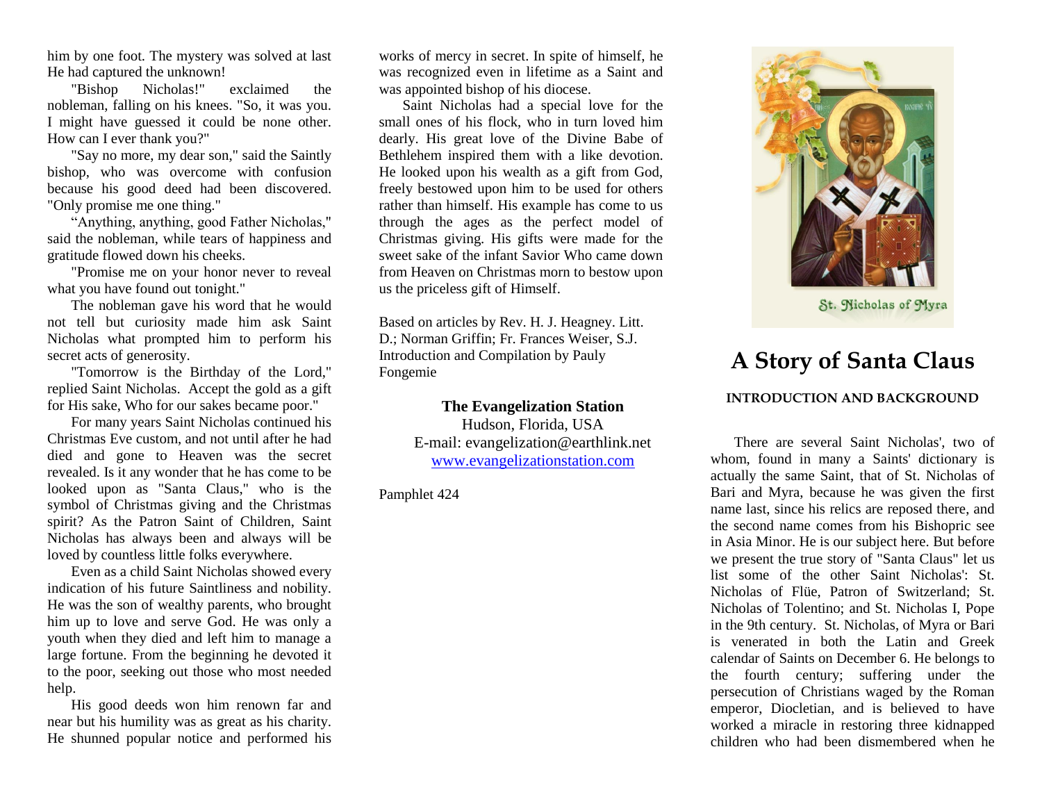him by one foot. The mystery was solved at last He had captured the unknown!

"Bishop Nicholas!" exclaimed the nobleman, falling on his knees. "So, it was you. I might have guessed it could be none other. How can I ever thank you?"

"Say no more, my dear son," said the Saintly bishop, who was overcome with confusion because his good deed had been discovered. "Only promise me one thing."

"Anything, anything, good Father Nicholas," said the nobleman, while tears of happiness and gratitude flowed down his cheeks.

"Promise me on your honor never to reveal what you have found out tonight."

The nobleman gave his word that he would not tell but curiosity made him ask Saint Nicholas what prompted him to perform his secret acts of generosity.

"Tomorrow is the Birthday of the Lord," replied Saint Nicholas. Accept the gold as a gift for His sake, Who for our sakes became poor."

For many years Saint Nicholas continued his Christmas Eve custom, and not until after he had died and gone to Heaven was the secret revealed. Is it any wonder that he has come to be looked upon as "Santa Claus," who is the symbol of Christmas giving and the Christmas spirit? As the Patron Saint of Children, Saint Nicholas has always been and always will be loved by countless little folks everywhere.

Even as a child Saint Nicholas showed every indication of his future Saintliness and nobility. He was the son of wealthy parents, who brought him up to love and serve God. He was only a youth when they died and left him to manage a large fortune. From the beginning he devoted it to the poor, seeking out those who most needed help.

His good deeds won him renown far and near but his humility was as great as his charity. He shunned popular notice and performed his works of mercy in secret. In spite of himself, he was recognized even in lifetime as a Saint and was appointed bishop of his diocese.

Saint Nicholas had a special love for the small ones of his flock, who in turn loved him dearly. His great love of the Divine Babe of Bethlehem inspired them with a like devotion. He looked upon his wealth as a gift from God, freely bestowed upon him to be used for others rather than himself. His example has come to us through the ages as the perfect model of Christmas giving. His gifts were made for the sweet sake of the infant Savior Who came down from Heaven on Christmas morn to bestow upon us the priceless gift of Himself.

Based on articles by Rev. H. J. Heagney. Litt. D.; Norman Griffin; Fr. Frances Weiser, S.J. Introduction and Compilation by Pauly Fongemie

**The Evangelization Station**
Hudson, Florida, USA
E-mail: evangelization@earthlink.net
www.evangelizationstation.com

Pamphlet 424

St. Nicholas of Myra

# A Story of Santa Claus

### INTRODUCTION AND BACKGROUND

There are several Saint Nicholas', two of whom, found in many a Saints' dictionary is actually the same Saint, that of St. Nicholas of Bari and Myra, because he was given the first name last, since his relics are reposed there, and the second name comes from his Bishopric see in Asia Minor. He is our subject here. But before we present the true story of "Santa Claus" let us list some of the other Saint Nicholas': St. Nicholas of Flüe, Patron of Switzerland; St. Nicholas of Tolentino; and St. Nicholas I, Pope in the 9th century. St. Nicholas, of Myra or Bari is venerated in both the Latin and Greek calendar of Saints on December 6. He belongs to the fourth century; suffering under the persecution of Christians waged by the Roman emperor, Diocletian, and is believed to have worked a miracle in restoring three kidnapped children who had been dismembered when he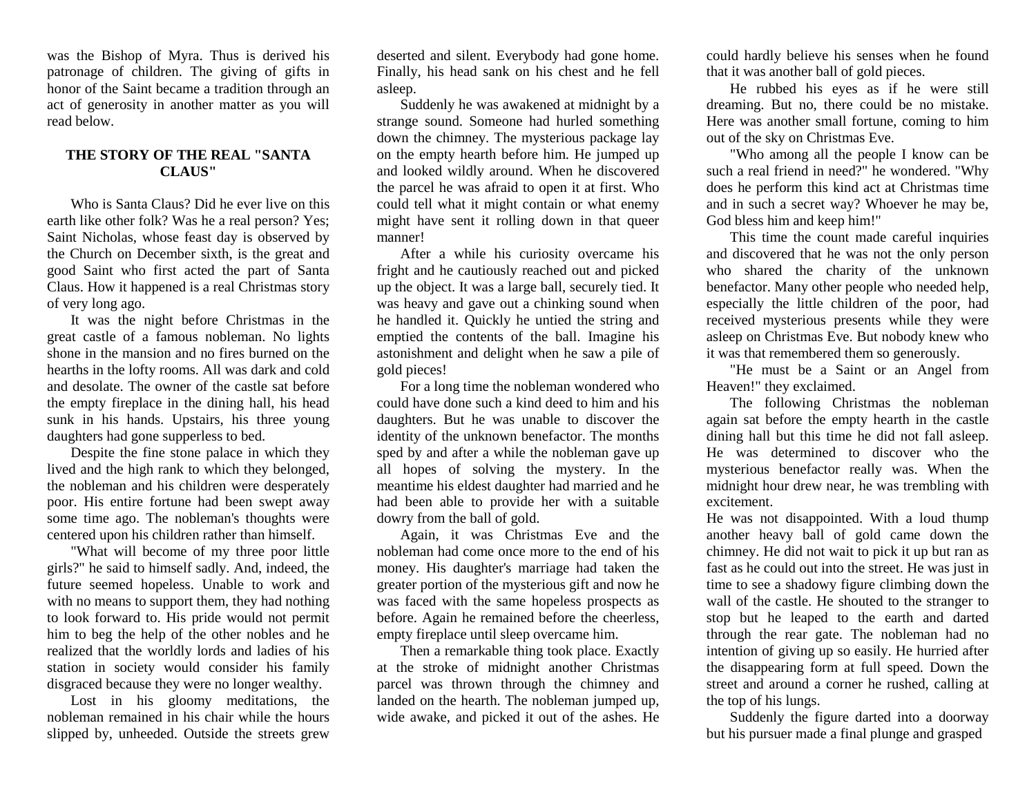was the Bishop of Myra. Thus is derived his patronage of children. The giving of gifts in honor of the Saint became a tradition through an act of generosity in another matter as you will read below.

### THE STORY OF THE REAL "SANTA CLAUS"

Who is Santa Claus? Did he ever live on this earth like other folk? Was he a real person? Yes; Saint Nicholas, whose feast day is observed by the Church on December sixth, is the great and good Saint who first acted the part of Santa Claus. How it happened is a real Christmas story of very long ago.

It was the night before Christmas in the great castle of a famous nobleman. No lights shone in the mansion and no fires burned on the hearths in the lofty rooms. All was dark and cold and desolate. The owner of the castle sat before the empty fireplace in the dining hall, his head sunk in his hands. Upstairs, his three young daughters had gone supperless to bed.

Despite the fine stone palace in which they lived and the high rank to which they belonged, the nobleman and his children were desperately poor. His entire fortune had been swept away some time ago. The nobleman's thoughts were centered upon his children rather than himself.

"What will become of my three poor little girls?" he said to himself sadly. And, indeed, the future seemed hopeless. Unable to work and with no means to support them, they had nothing to look forward to. His pride would not permit him to beg the help of the other nobles and he realized that the worldly lords and ladies of his station in society would consider his family disgraced because they were no longer wealthy.

Lost in his gloomy meditations, the nobleman remained in his chair while the hours slipped by, unheeded. Outside the streets grew deserted and silent. Everybody had gone home. Finally, his head sank on his chest and he fell asleep.

Suddenly he was awakened at midnight by a strange sound. Someone had hurled something down the chimney. The mysterious package lay on the empty hearth before him. He jumped up and looked wildly around. When he discovered the parcel he was afraid to open it at first. Who could tell what it might contain or what enemy might have sent it rolling down in that queer manner!

After a while his curiosity overcame his fright and he cautiously reached out and picked up the object. It was a large ball, securely tied. It was heavy and gave out a chinking sound when he handled it. Quickly he untied the string and emptied the contents of the ball. Imagine his astonishment and delight when he saw a pile of gold pieces!

For a long time the nobleman wondered who could have done such a kind deed to him and his daughters. But he was unable to discover the identity of the unknown benefactor. The months sped by and after a while the nobleman gave up all hopes of solving the mystery. In the meantime his eldest daughter had married and he had been able to provide her with a suitable dowry from the ball of gold.

Again, it was Christmas Eve and the nobleman had come once more to the end of his money. His daughter's marriage had taken the greater portion of the mysterious gift and now he was faced with the same hopeless prospects as before. Again he remained before the cheerless, empty fireplace until sleep overcame him.

Then a remarkable thing took place. Exactly at the stroke of midnight another Christmas parcel was thrown through the chimney and landed on the hearth. The nobleman jumped up, wide awake, and picked it out of the ashes. He could hardly believe his senses when he found that it was another ball of gold pieces.

He rubbed his eyes as if he were still dreaming. But no, there could be no mistake. Here was another small fortune, coming to him out of the sky on Christmas Eve.

"Who among all the people I know can be such a real friend in need?" he wondered. "Why does he perform this kind act at Christmas time and in such a secret way? Whoever he may be, God bless him and keep him!"

This time the count made careful inquiries and discovered that he was not the only person who shared the charity of the unknown benefactor. Many other people who needed help, especially the little children of the poor, had received mysterious presents while they were asleep on Christmas Eve. But nobody knew who it was that remembered them so generously.

"He must be a Saint or an Angel from Heaven!" they exclaimed.

The following Christmas the nobleman again sat before the empty hearth in the castle dining hall but this time he did not fall asleep. He was determined to discover who the mysterious benefactor really was. When the midnight hour drew near, he was trembling with excitement.

He was not disappointed. With a loud thump another heavy ball of gold came down the chimney. He did not wait to pick it up but ran as fast as he could out into the street. He was just in time to see a shadowy figure climbing down the wall of the castle. He shouted to the stranger to stop but he leaped to the earth and darted through the rear gate. The nobleman had no intention of giving up so easily. He hurried after the disappearing form at full speed. Down the street and around a corner he rushed, calling at the top of his lungs.

Suddenly the figure darted into a doorway but his pursuer made a final plunge and grasped